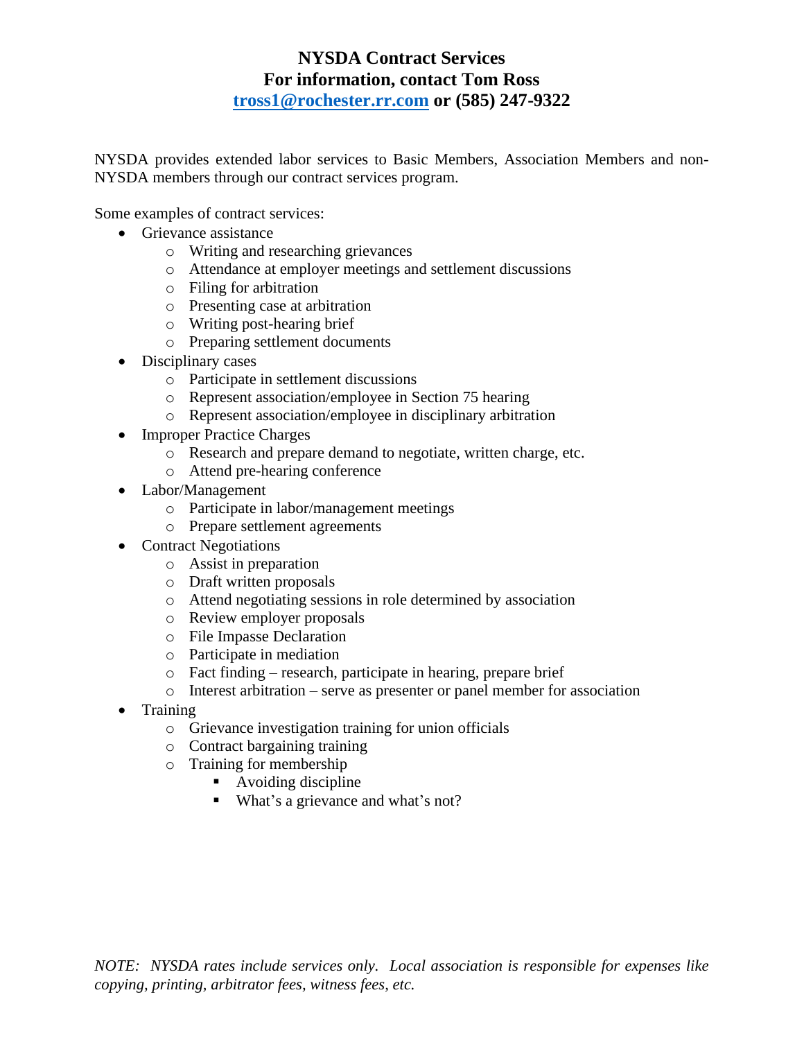# NYSDA Contract Services
## For information, contact Tom Ross
## tross1@rochester.rr.com or (585) 247-9322

NYSDA provides extended labor services to Basic Members, Association Members and non-NYSDA members through our contract services program.

Some examples of contract services:

- Grievance assistance
  - Writing and researching grievances
  - Attendance at employer meetings and settlement discussions
  - Filing for arbitration
  - Presenting case at arbitration
  - Writing post-hearing brief
  - Preparing settlement documents
- Disciplinary cases
  - Participate in settlement discussions
  - Represent association/employee in Section 75 hearing
  - Represent association/employee in disciplinary arbitration
- Improper Practice Charges
  - Research and prepare demand to negotiate, written charge, etc.
  - Attend pre-hearing conference
- Labor/Management
  - Participate in labor/management meetings
  - Prepare settlement agreements
- Contract Negotiations
  - Assist in preparation
  - Draft written proposals
  - Attend negotiating sessions in role determined by association
  - Review employer proposals
  - File Impasse Declaration
  - Participate in mediation
  - Fact finding – research, participate in hearing, prepare brief
  - Interest arbitration – serve as presenter or panel member for association
- Training
  - Grievance investigation training for union officials
  - Contract bargaining training
  - Training for membership
    - Avoiding discipline
    - What's a grievance and what's not?

*NOTE: NYSDA rates include services only. Local association is responsible for expenses like copying, printing, arbitrator fees, witness fees, etc.*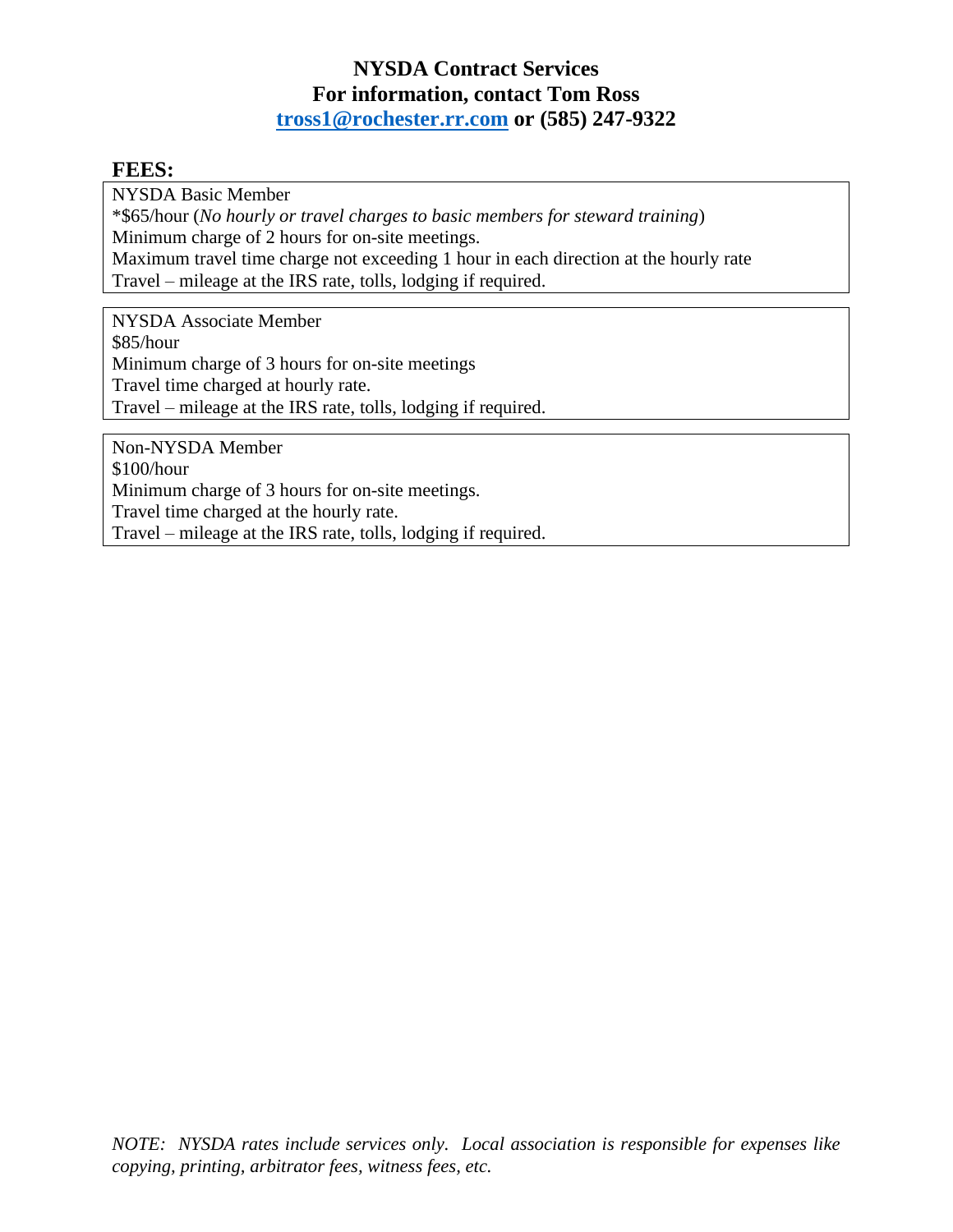**NYSDA Contract Services**
**For information, contact Tom Ross**
**[tross1@rochester.rr.com](mailto:tross1@rochester.rr.com) or (585) 247-9322**

## FEES:

NYSDA Basic Member
*$65/hour (*No hourly or travel charges to basic members for steward training*)
Minimum charge of 2 hours for on-site meetings.
Maximum travel time charge not exceeding 1 hour in each direction at the hourly rate
Travel – mileage at the IRS rate, tolls, lodging if required.

NYSDA Associate Member
$85/hour
Minimum charge of 3 hours for on-site meetings
Travel time charged at hourly rate.
Travel – mileage at the IRS rate, tolls, lodging if required.

Non-NYSDA Member
$100/hour
Minimum charge of 3 hours for on-site meetings.
Travel time charged at the hourly rate.
Travel – mileage at the IRS rate, tolls, lodging if required.

*NOTE: NYSDA rates include services only. Local association is responsible for expenses like copying, printing, arbitrator fees, witness fees, etc.*